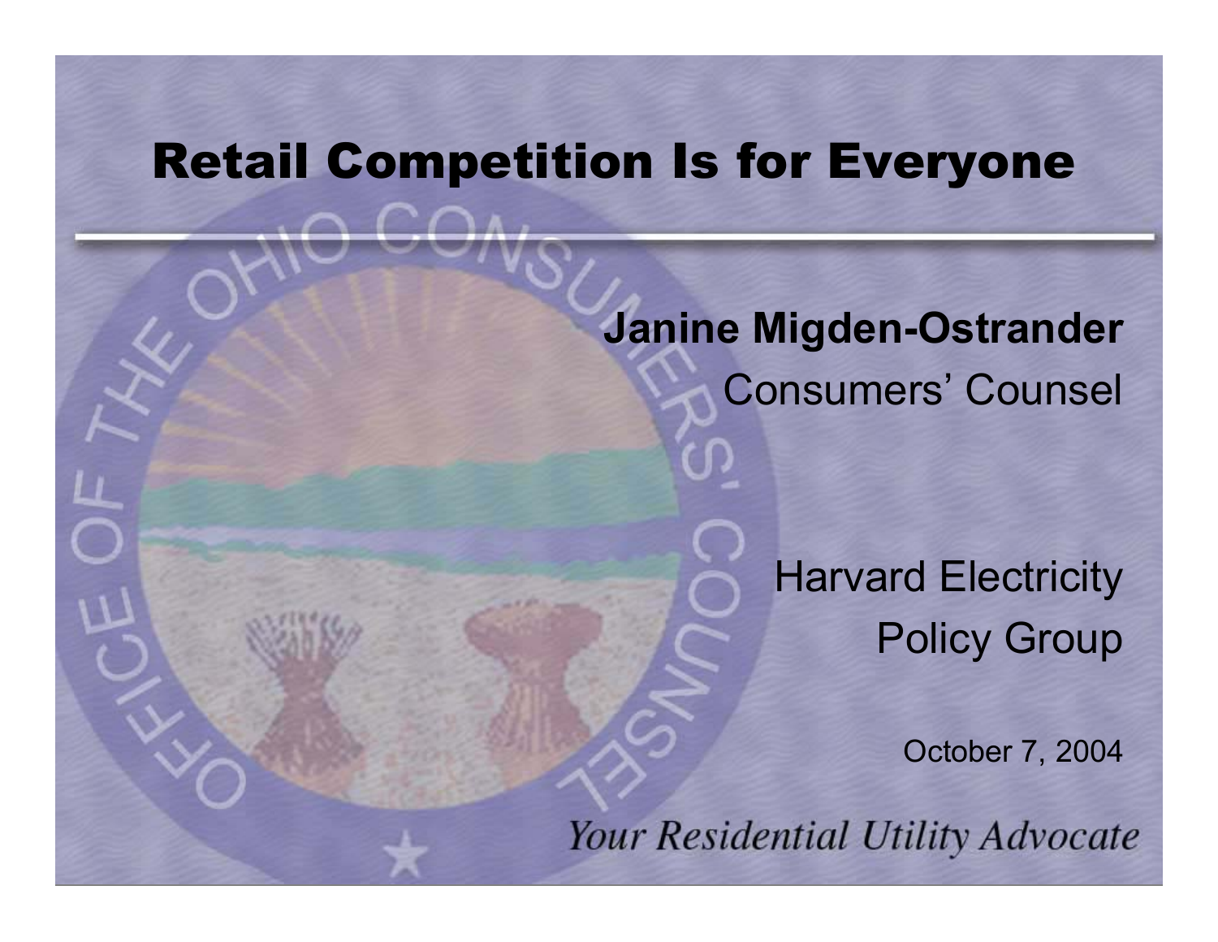# Retail Competition Is for Everyone

**Janine Migden-Ostrander**
Consumers' Counsel

Harvard Electricity Policy Group

October 7, 2004

*Your Residential Utility Advocate*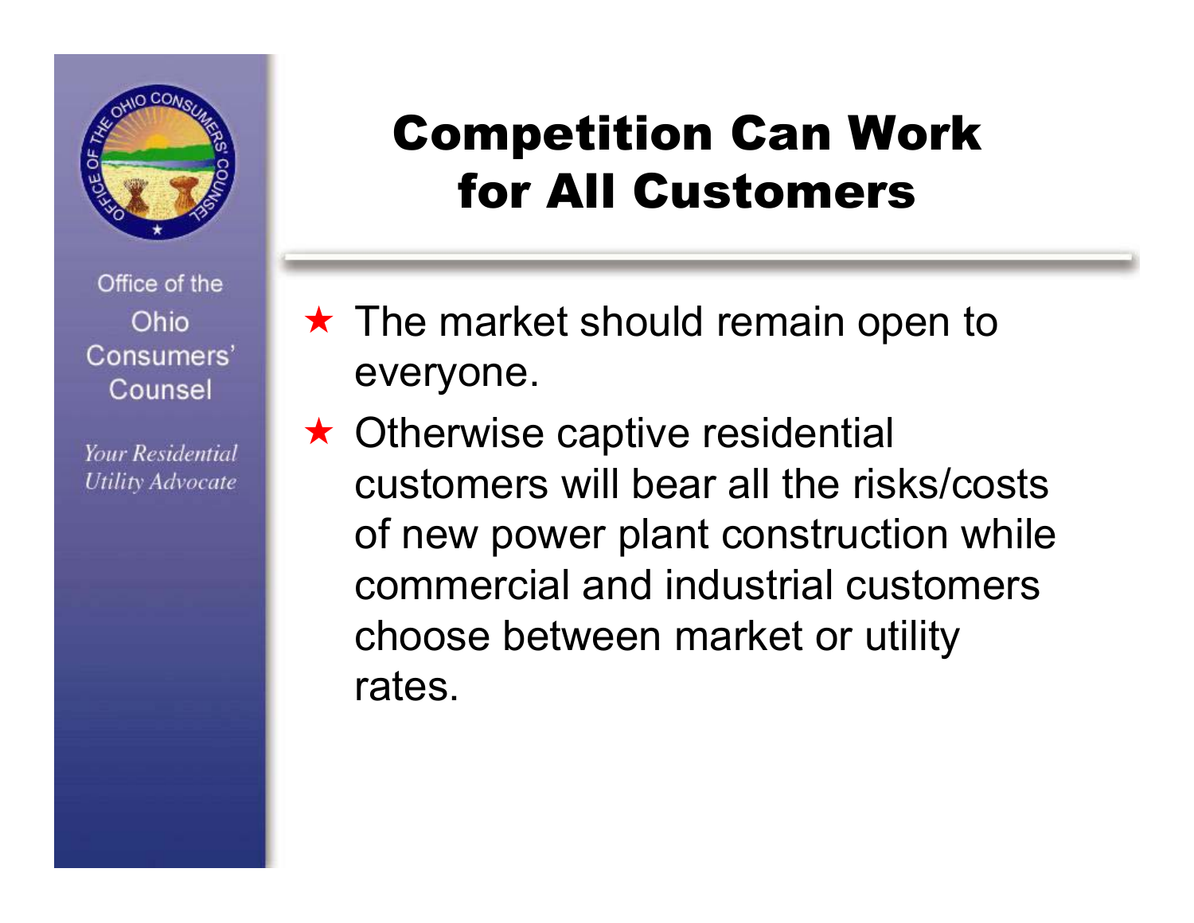# Competition Can Work for All Customers

- The market should remain open to everyone.
- Otherwise captive residential customers will bear all the risks/costs of new power plant construction while commercial and industrial customers choose between market or utility rates.

Office of the Ohio Consumers' Counsel

*Your Residential Utility Advocate*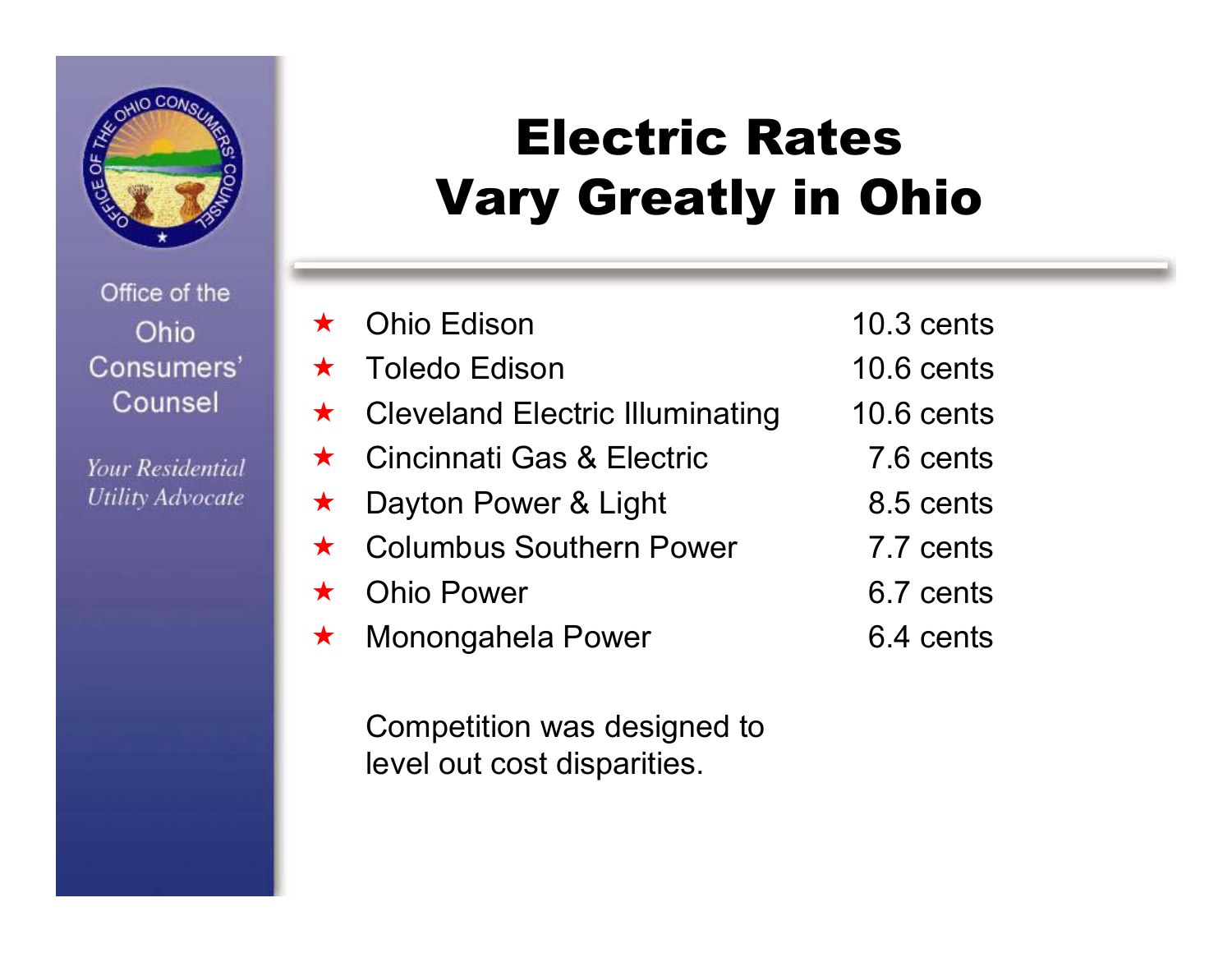Office of the Ohio Consumers' Counsel

*Your Residential Utility Advocate*

# Electric Rates Vary Greatly in Ohio

| Utility | Rate |
|---|---|
| ★ Ohio Edison | 10.3 cents |
| ★ Toledo Edison | 10.6 cents |
| ★ Cleveland Electric Illuminating | 10.6 cents |
| ★ Cincinnati Gas & Electric | 7.6 cents |
| ★ Dayton Power & Light | 8.5 cents |
| ★ Columbus Southern Power | 7.7 cents |
| ★ Ohio Power | 6.7 cents |
| ★ Monongahela Power | 6.4 cents |

Competition was designed to level out cost disparities.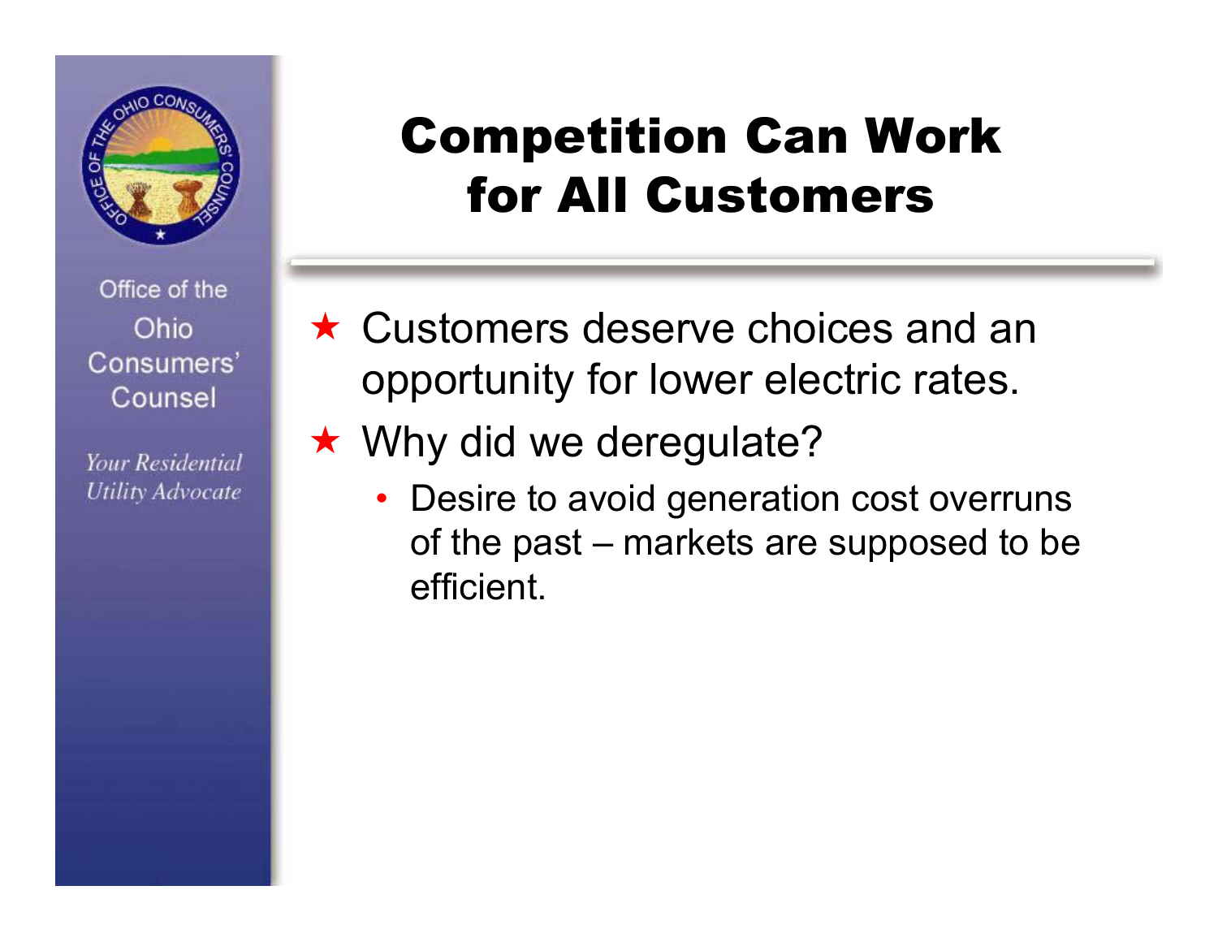# Competition Can Work for All Customers

- Customers deserve choices and an opportunity for lower electric rates.
- Why did we deregulate?
  - Desire to avoid generation cost overruns of the past – markets are supposed to be efficient.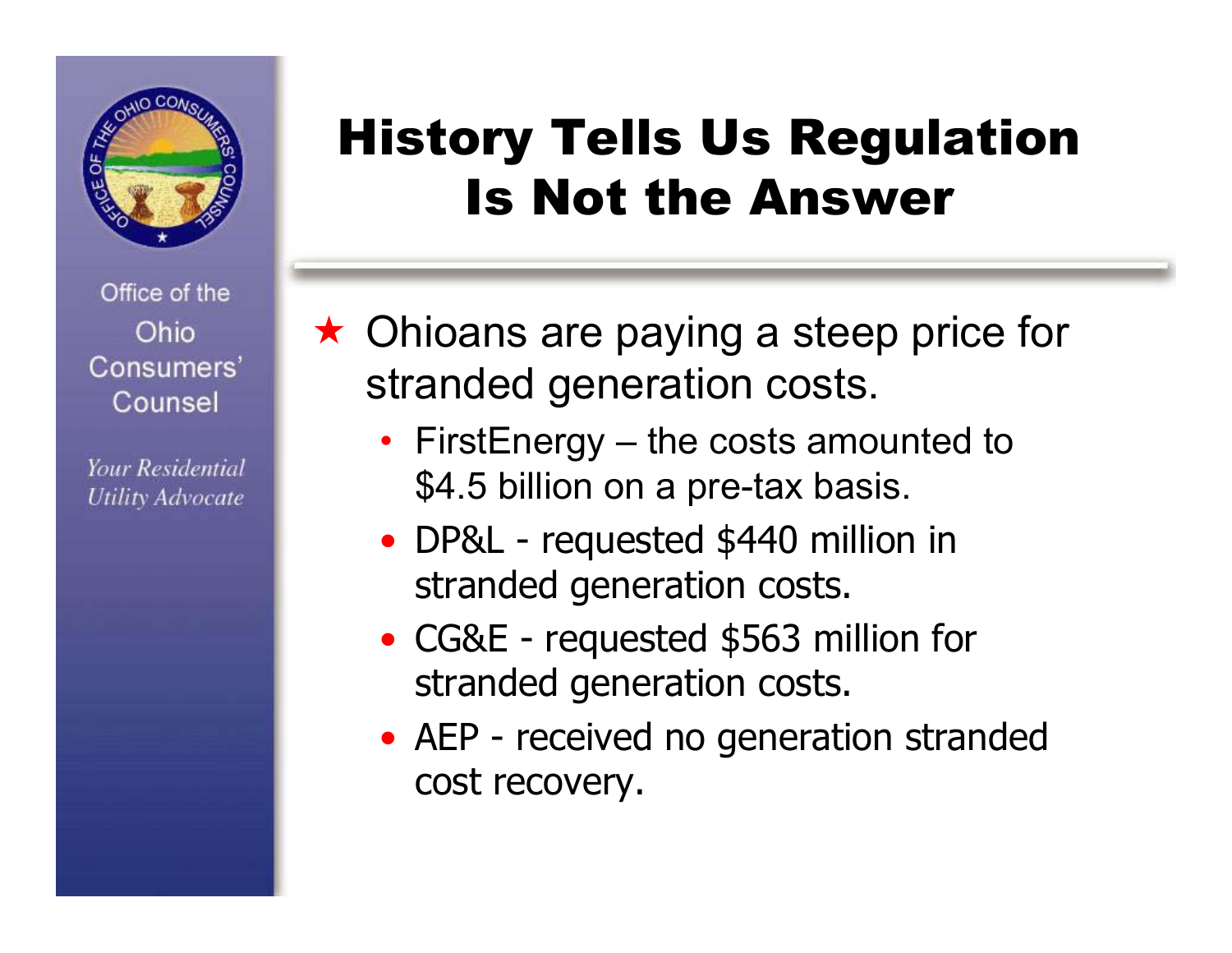# History Tells Us Regulation Is Not the Answer

- Ohioans are paying a steep price for stranded generation costs.
  - FirstEnergy – the costs amounted to $4.5 billion on a pre-tax basis.
  - DP&L - requested $440 million in stranded generation costs.
  - CG&E - requested $563 million for stranded generation costs.
  - AEP - received no generation stranded cost recovery.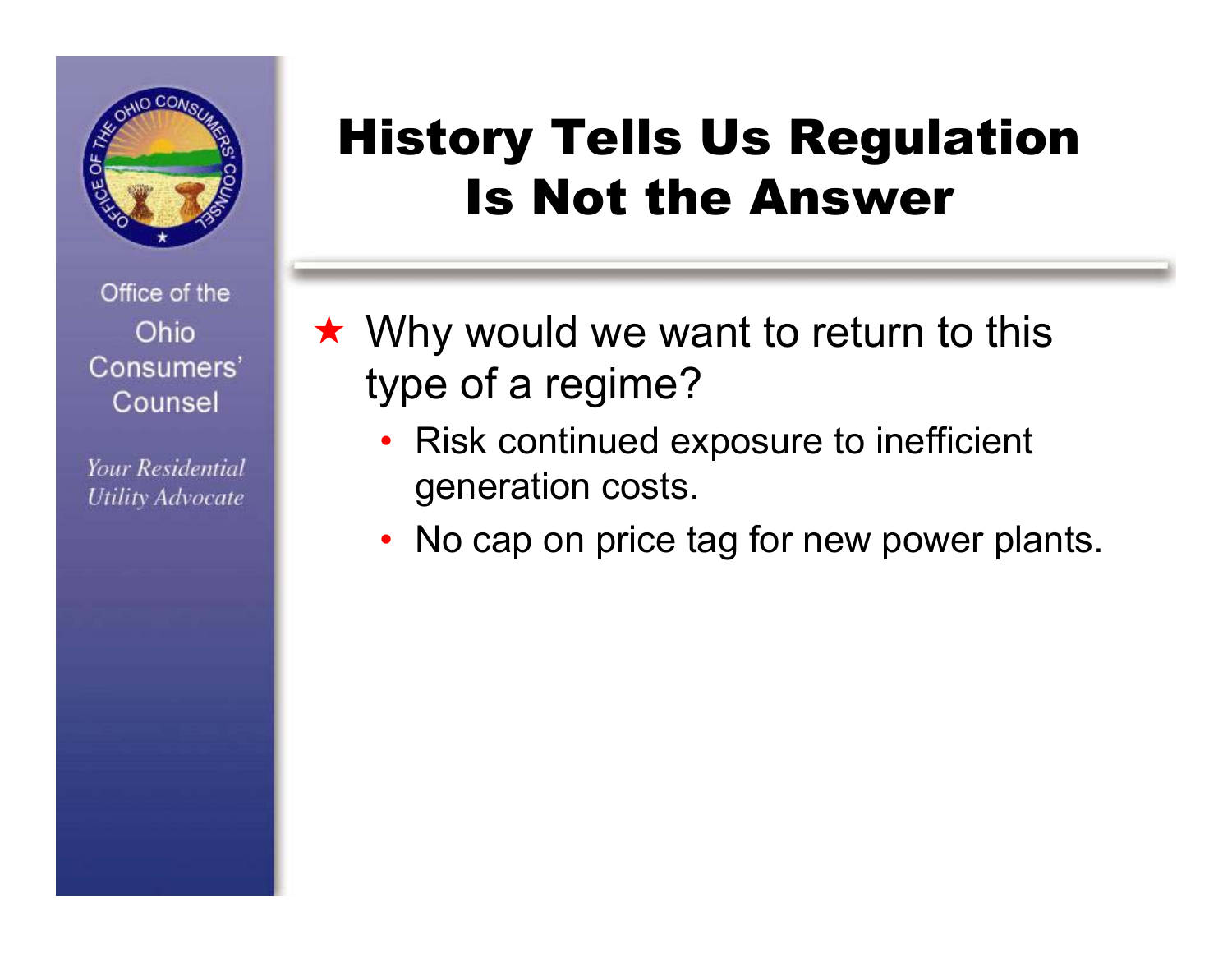# History Tells Us Regulation Is Not the Answer

- Why would we want to return to this type of a regime?
  - Risk continued exposure to inefficient generation costs.
  - No cap on price tag for new power plants.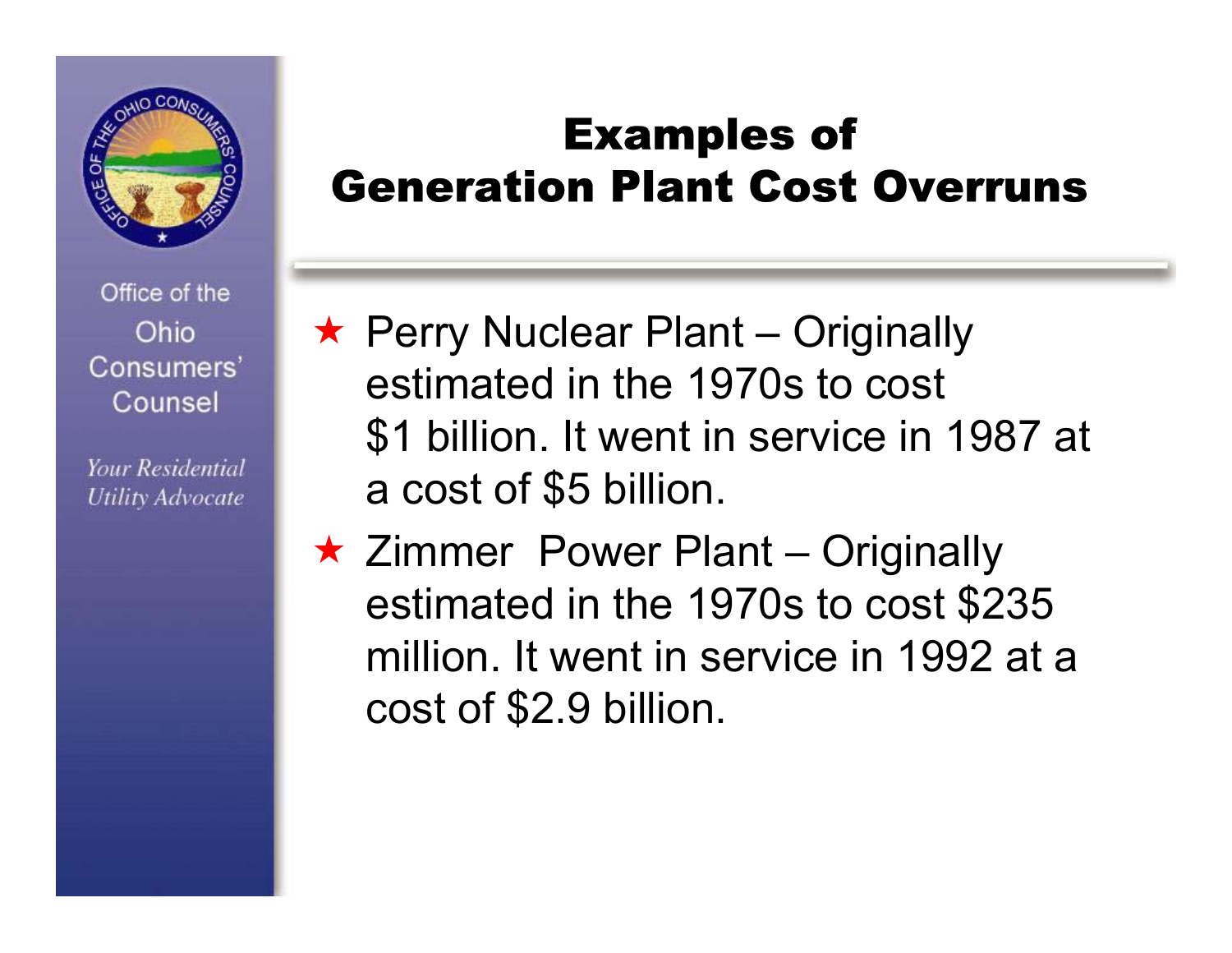Office of the Ohio Consumers' Counsel

*Your Residential Utility Advocate*

# Examples of Generation Plant Cost Overruns

- Perry Nuclear Plant – Originally estimated in the 1970s to cost $1 billion. It went in service in 1987 at a cost of $5 billion.
- Zimmer Power Plant – Originally estimated in the 1970s to cost $235 million. It went in service in 1992 at a cost of $2.9 billion.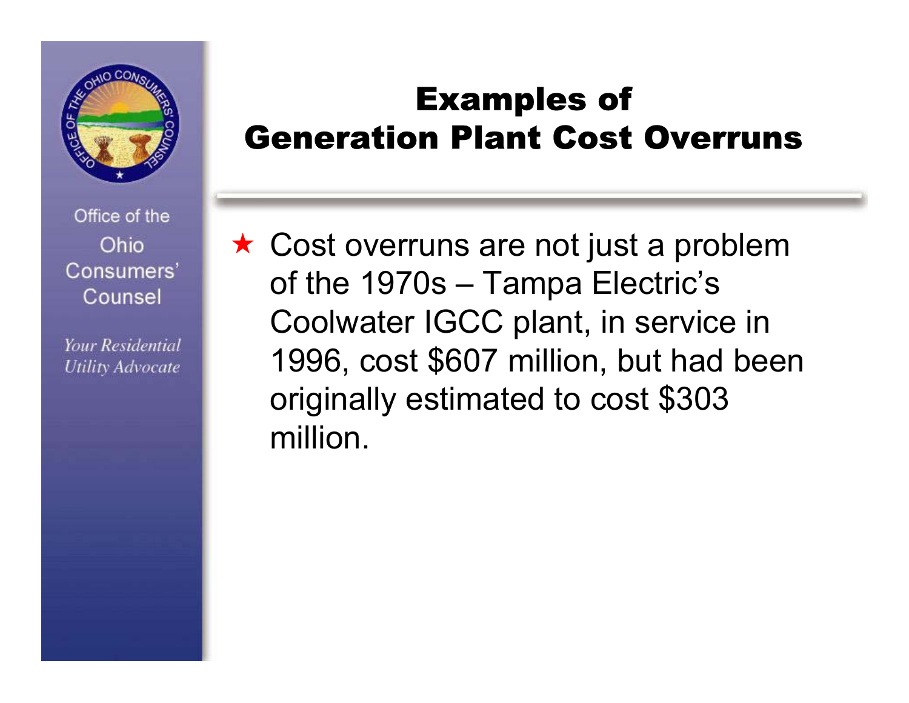# Examples of Generation Plant Cost Overruns

Office of the Ohio Consumers' Counsel

*Your Residential Utility Advocate*

- Cost overruns are not just a problem of the 1970s – Tampa Electric's Coolwater IGCC plant, in service in 1996, cost $607 million, but had been originally estimated to cost $303 million.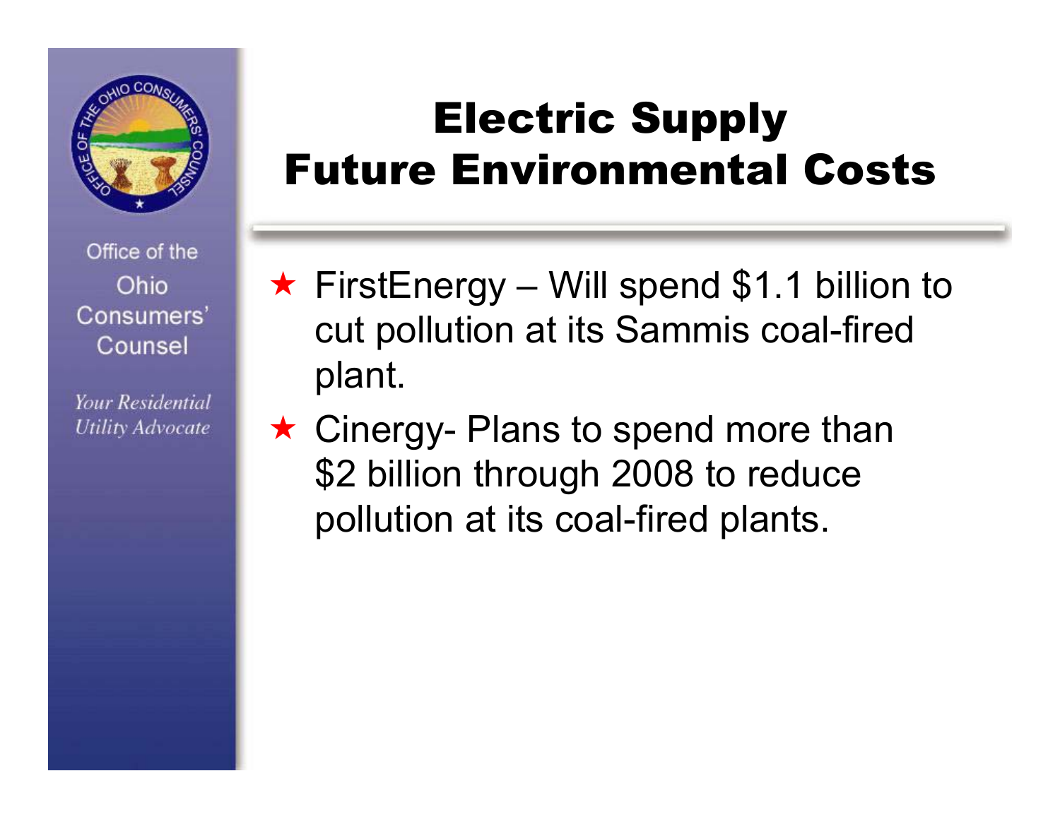# Electric Supply Future Environmental Costs

Office of the Ohio Consumers' Counsel

*Your Residential Utility Advocate*

- FirstEnergy – Will spend $1.1 billion to cut pollution at its Sammis coal-fired plant.
- Cinergy- Plans to spend more than $2 billion through 2008 to reduce pollution at its coal-fired plants.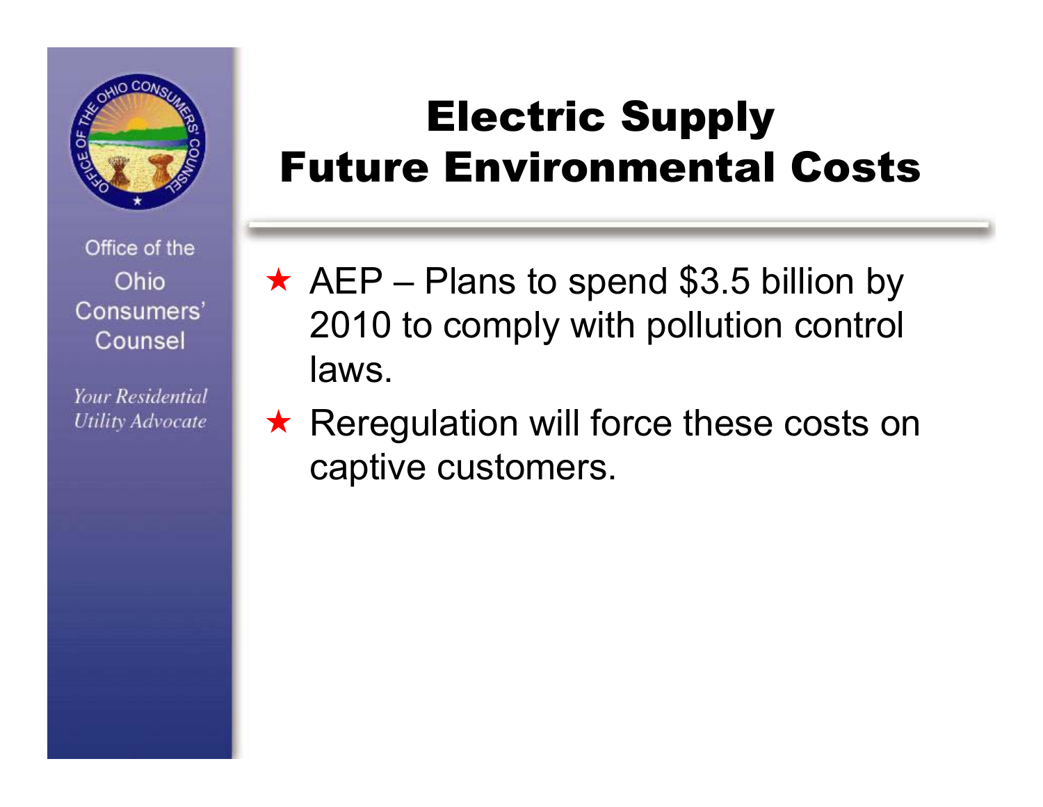# Electric Supply Future Environmental Costs

- AEP – Plans to spend $3.5 billion by 2010 to comply with pollution control laws.
- Reregulation will force these costs on captive customers.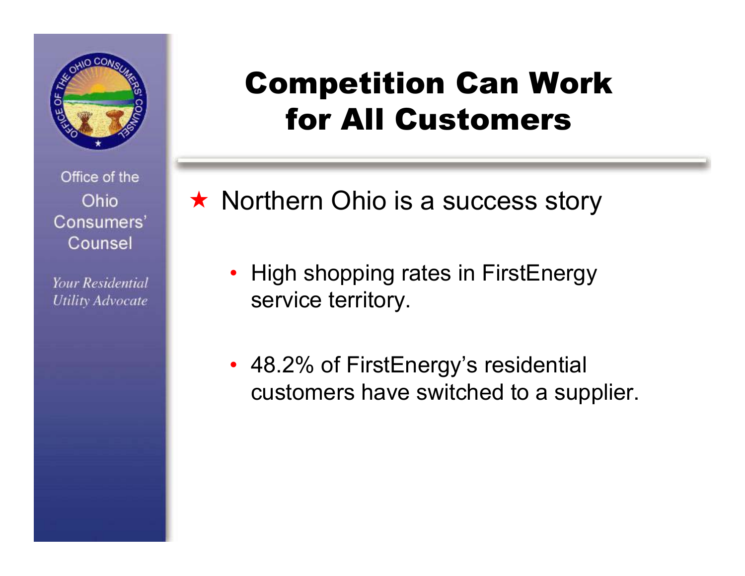Office of the Ohio Consumers' Counsel

*Your Residential Utility Advocate*

# Competition Can Work for All Customers

★ Northern Ohio is a success story

- High shopping rates in FirstEnergy service territory.
- 48.2% of FirstEnergy's residential customers have switched to a supplier.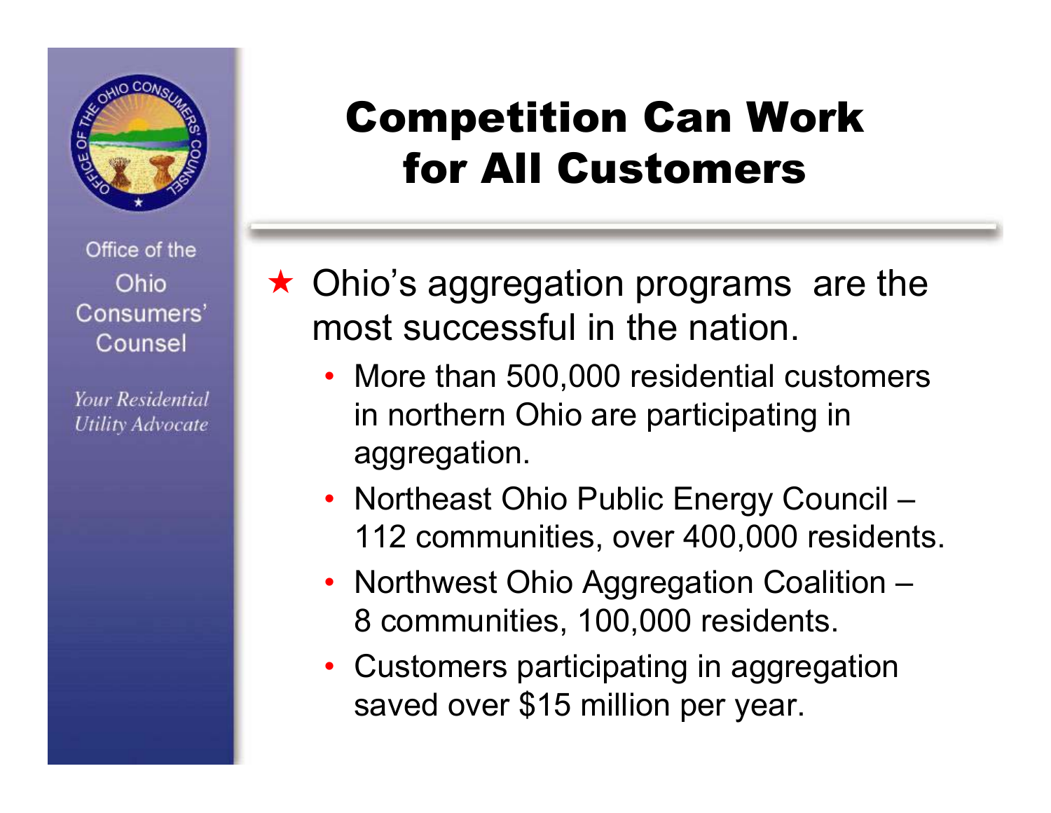# Competition Can Work for All Customers

- Ohio's aggregation programs are the most successful in the nation.
  - More than 500,000 residential customers in northern Ohio are participating in aggregation.
  - Northeast Ohio Public Energy Council – 112 communities, over 400,000 residents.
  - Northwest Ohio Aggregation Coalition – 8 communities, 100,000 residents.
  - Customers participating in aggregation saved over $15 million per year.

Office of the Ohio Consumers' Counsel

*Your Residential Utility Advocate*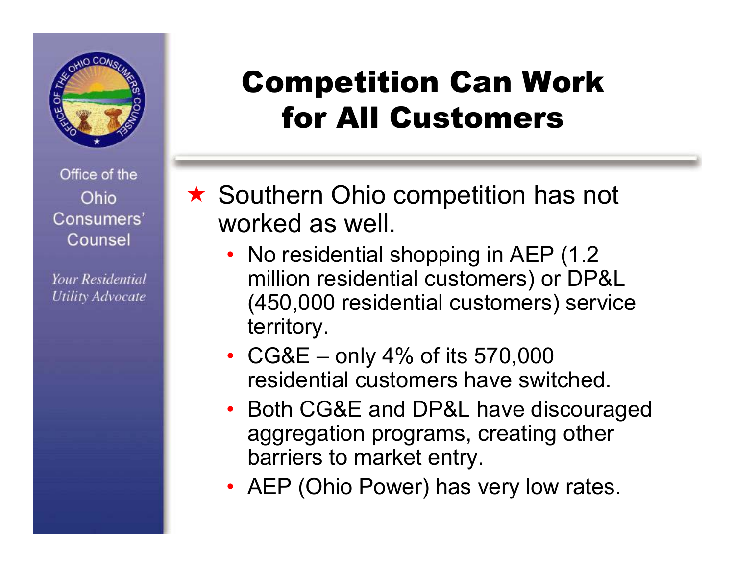Office of the Ohio Consumers' Counsel

*Your Residential Utility Advocate*

# Competition Can Work for All Customers

- Southern Ohio competition has not worked as well.
  - No residential shopping in AEP (1.2 million residential customers) or DP&L (450,000 residential customers) service territory.
  - CG&E – only 4% of its 570,000 residential customers have switched.
  - Both CG&E and DP&L have discouraged aggregation programs, creating other barriers to market entry.
  - AEP (Ohio Power) has very low rates.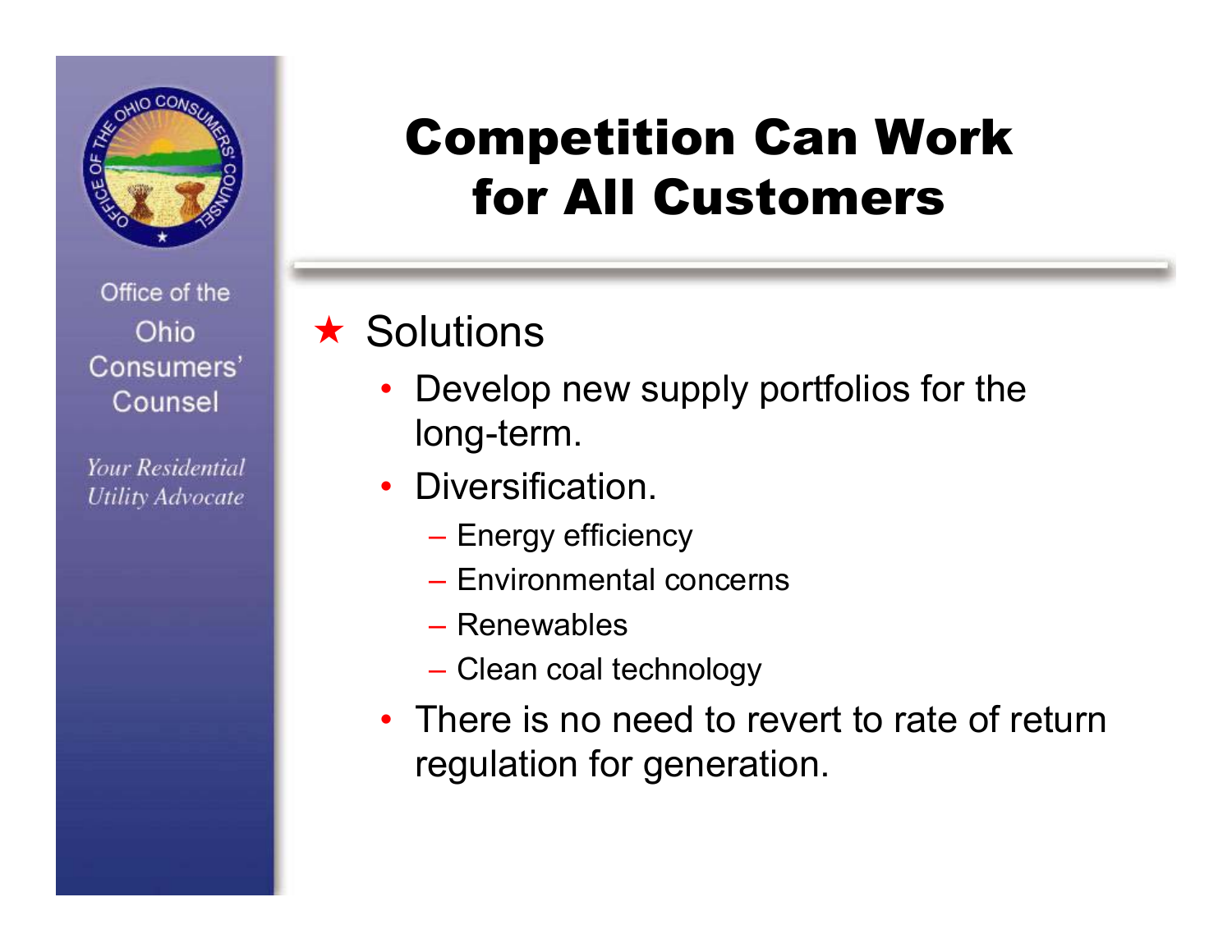# Competition Can Work for All Customers

Office of the Ohio Consumers' Counsel

*Your Residential Utility Advocate*

- Solutions
  - Develop new supply portfolios for the long-term.
  - Diversification.
    - Energy efficiency
    - Environmental concerns
    - Renewables
    - Clean coal technology
  - There is no need to revert to rate of return regulation for generation.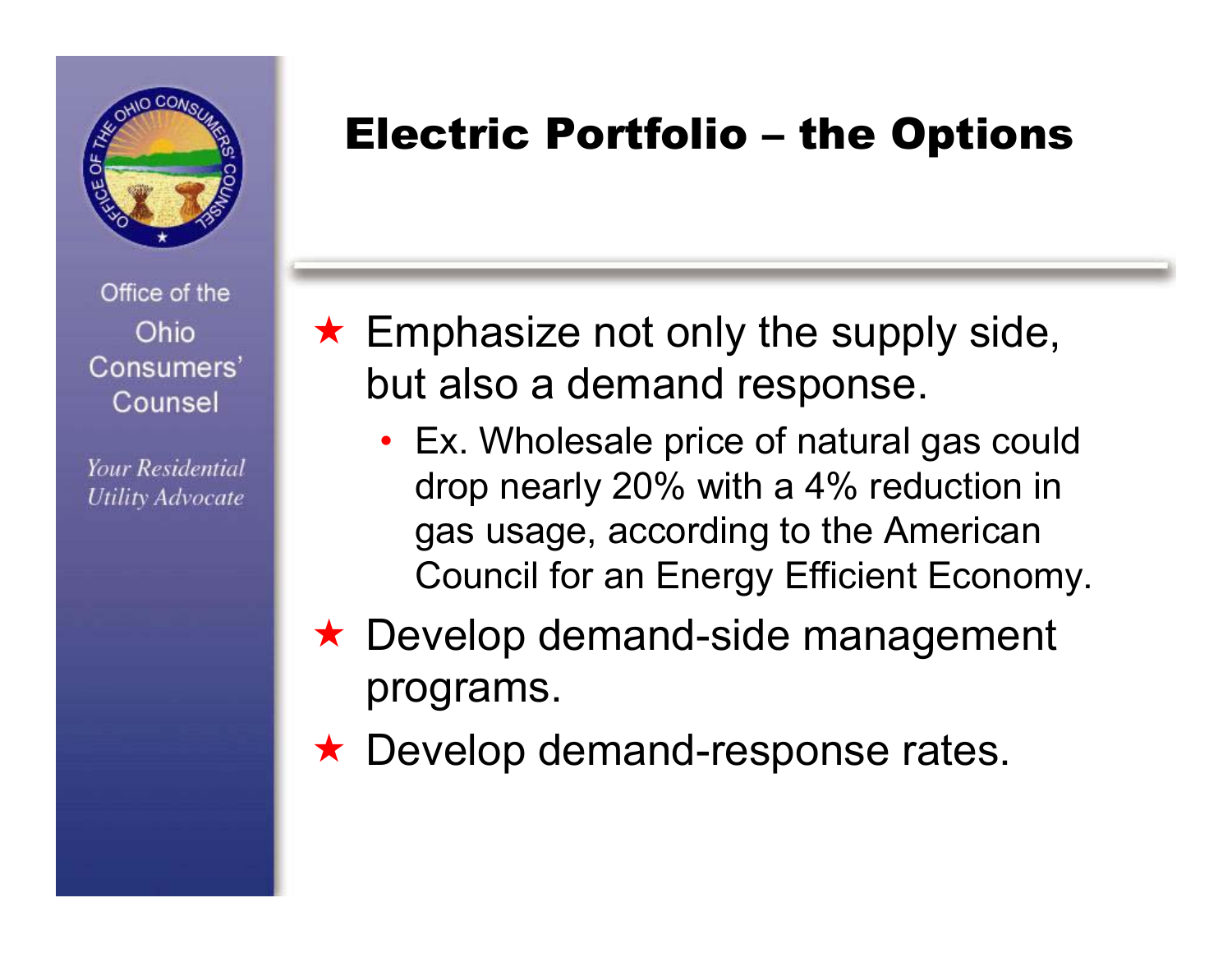Office of the Ohio Consumers' Counsel

*Your Residential Utility Advocate*

# Electric Portfolio – the Options

- Emphasize not only the supply side, but also a demand response.
  - Ex. Wholesale price of natural gas could drop nearly 20% with a 4% reduction in gas usage, according to the American Council for an Energy Efficient Economy.
- Develop demand-side management programs.
- Develop demand-response rates.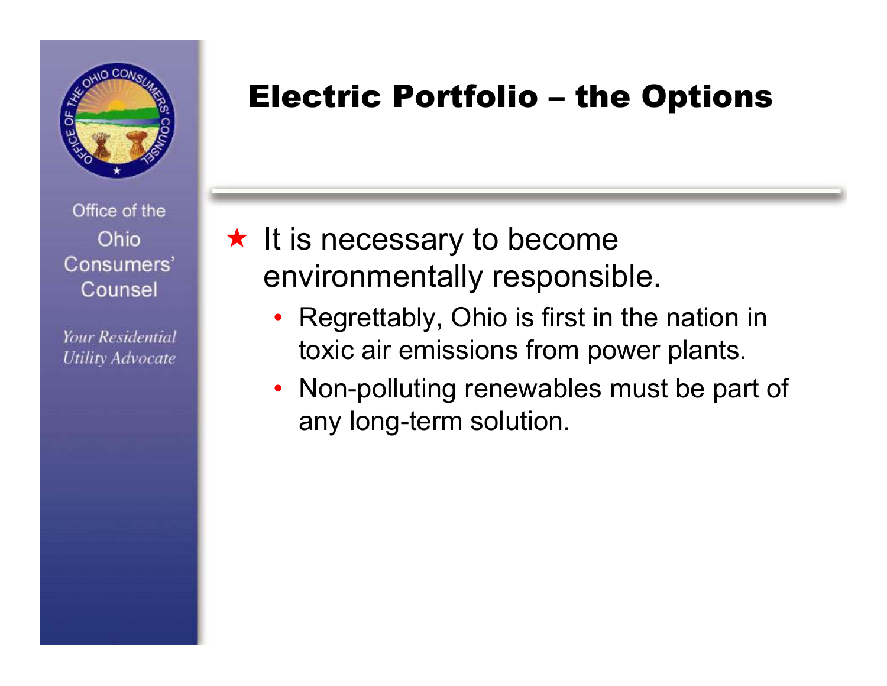Office of the Ohio Consumers' Counsel

*Your Residential Utility Advocate*

# Electric Portfolio – the Options

- It is necessary to become environmentally responsible.
  - Regrettably, Ohio is first in the nation in toxic air emissions from power plants.
  - Non-polluting renewables must be part of any long-term solution.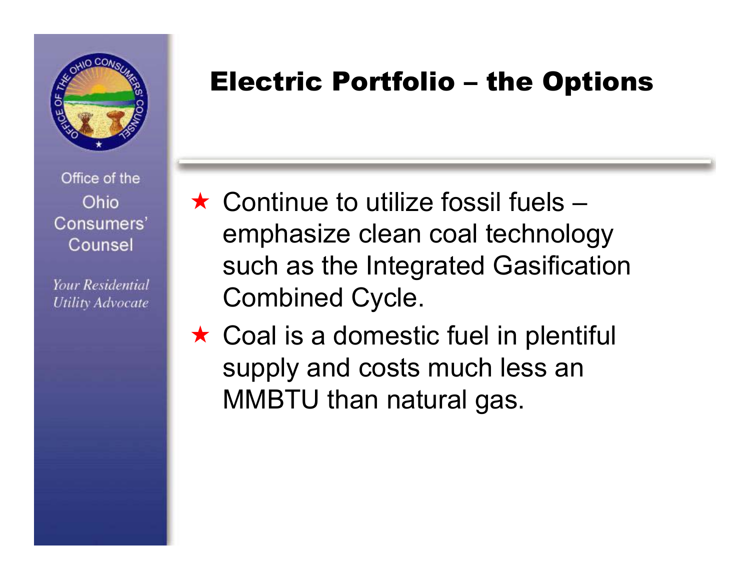Office of the Ohio Consumers' Counsel

*Your Residential Utility Advocate*

# Electric Portfolio – the Options

- Continue to utilize fossil fuels – emphasize clean coal technology such as the Integrated Gasification Combined Cycle.
- Coal is a domestic fuel in plentiful supply and costs much less an MMBTU than natural gas.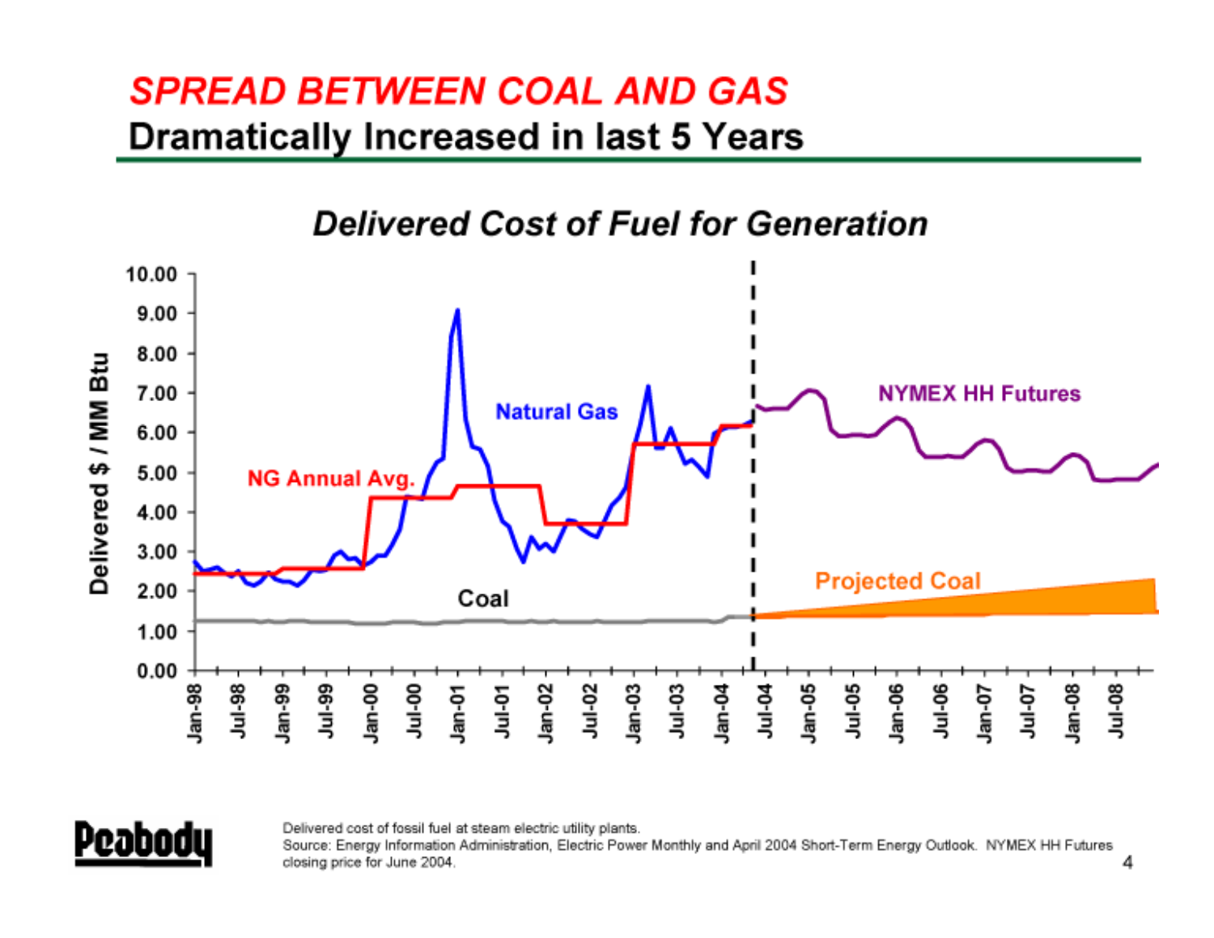# *SPREAD BETWEEN COAL AND GAS*

## Dramatically Increased in last 5 Years

### *Delivered Cost of Fuel for Generation*

Delivered $ / MM Btu

10.00
9.00
8.00
7.00
6.00
5.00
4.00
3.00
2.00
1.00
0.00

Natural Gas

NG Annual Avg.

Coal

NYMEX HH Futures

Projected Coal

Jan-98, Jul-98, Jan-99, Jul-99, Jan-00, Jul-00, Jan-01, Jul-01, Jan-02, Jul-02, Jan-03, Jul-03, Jan-04, Jul-04, Jan-05, Jul-05, Jan-06, Jul-06, Jan-07, Jul-07, Jan-08, Jul-08

Delivered cost of fossil fuel at steam electric utility plants.
Source: Energy Information Administration, Electric Power Monthly and April 2004 Short-Term Energy Outlook. NYMEX HH Futures closing price for June 2004.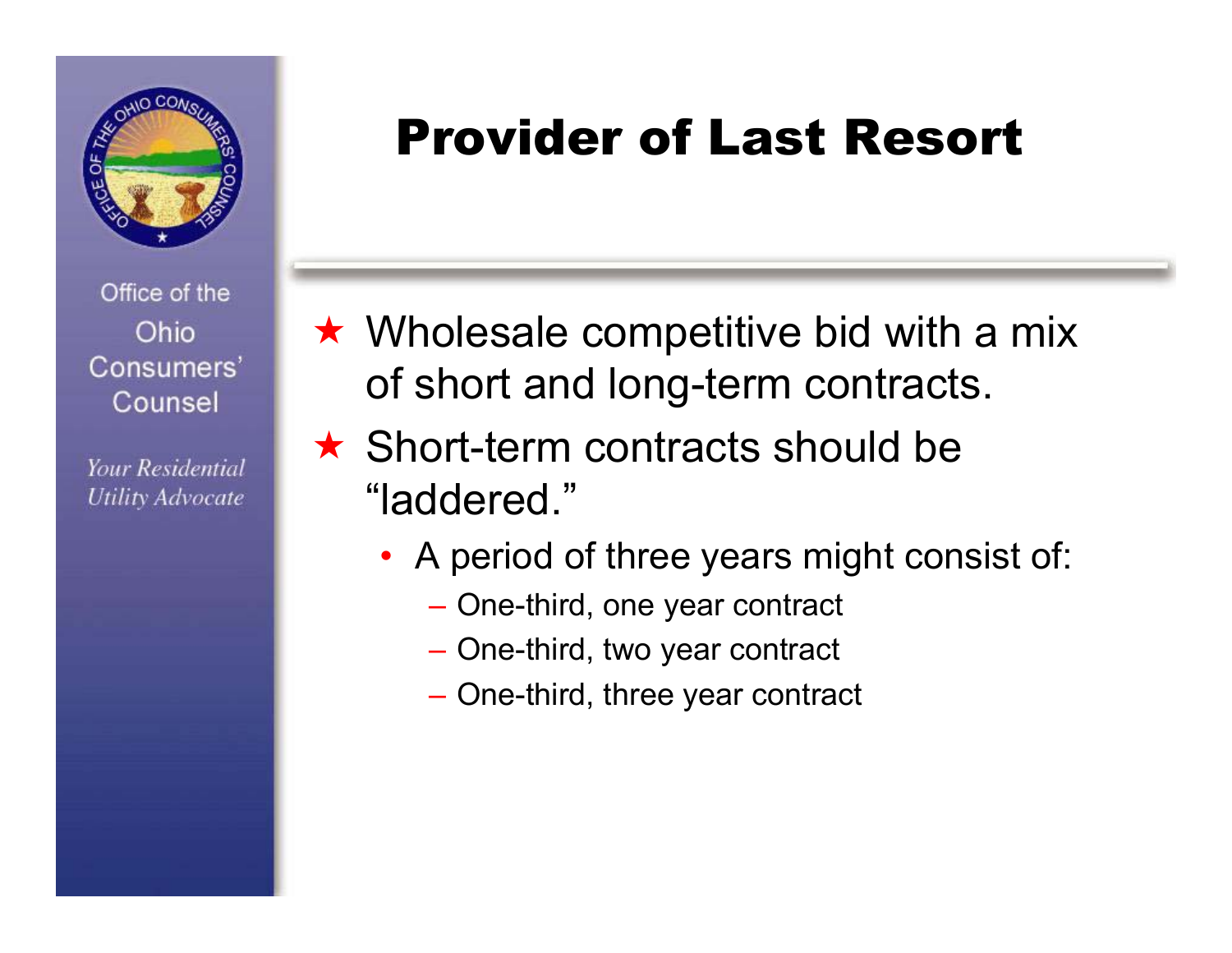Office of the Ohio Consumers' Counsel

*Your Residential Utility Advocate*

# Provider of Last Resort

- Wholesale competitive bid with a mix of short and long-term contracts.
- Short-term contracts should be "laddered."
  - A period of three years might consist of:
    - One-third, one year contract
    - One-third, two year contract
    - One-third, three year contract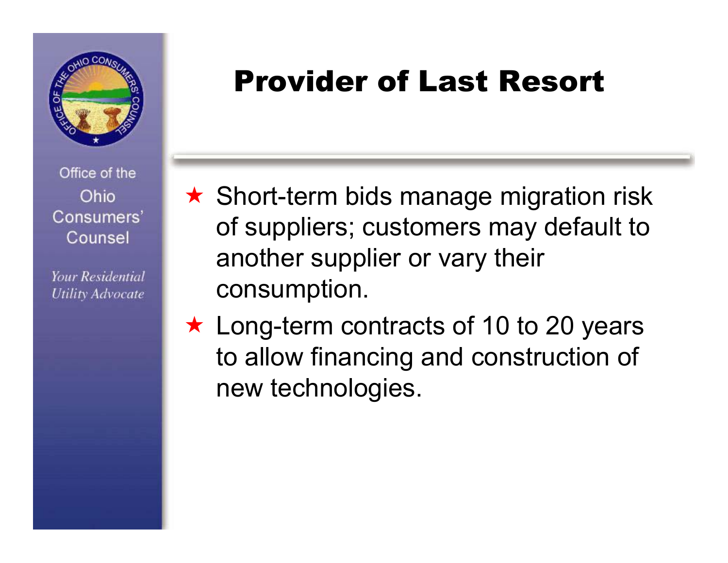Office of the Ohio Consumers' Counsel

*Your Residential Utility Advocate*

# Provider of Last Resort

- Short-term bids manage migration risk of suppliers; customers may default to another supplier or vary their consumption.
- Long-term contracts of 10 to 20 years to allow financing and construction of new technologies.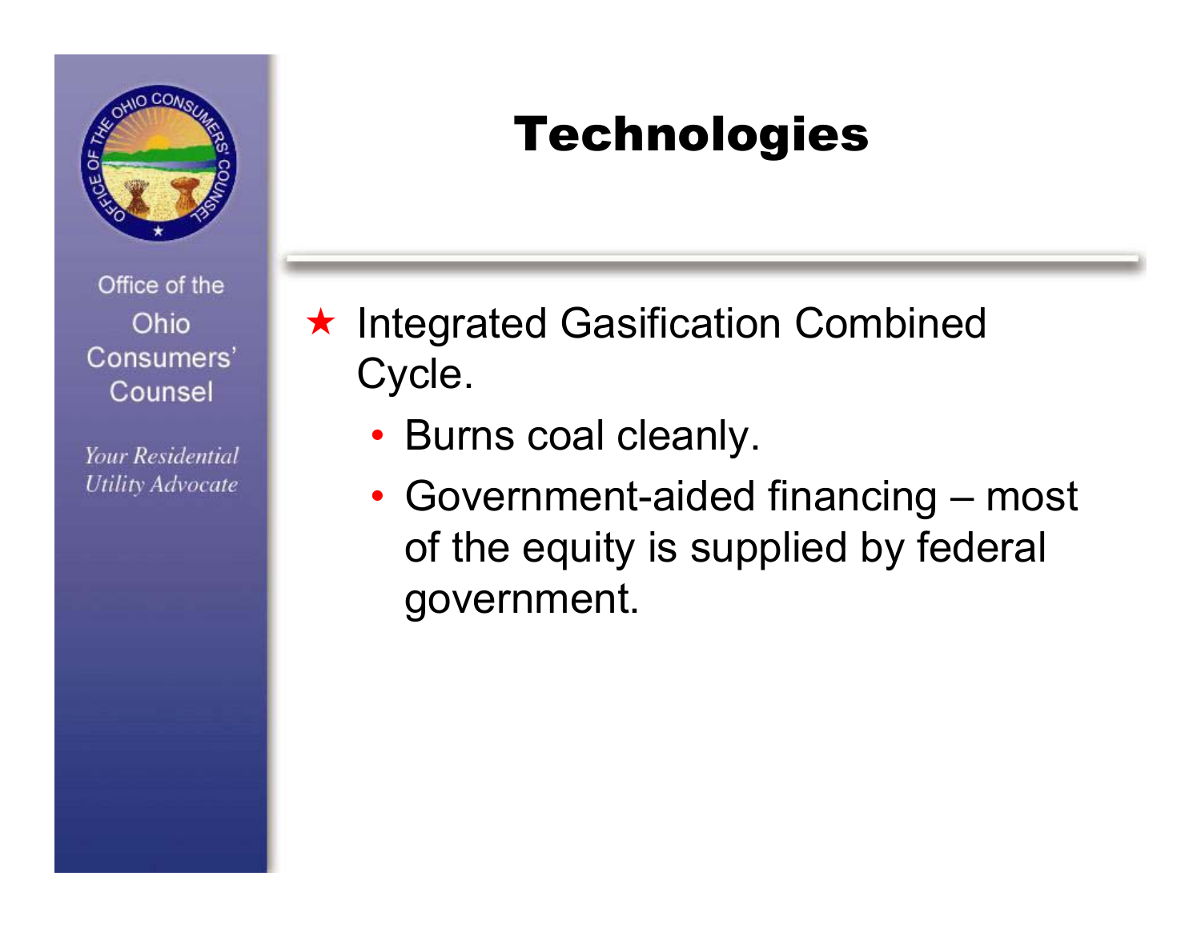# Technologies

- Integrated Gasification Combined Cycle.
  - Burns coal cleanly.
  - Government-aided financing – most of the equity is supplied by federal government.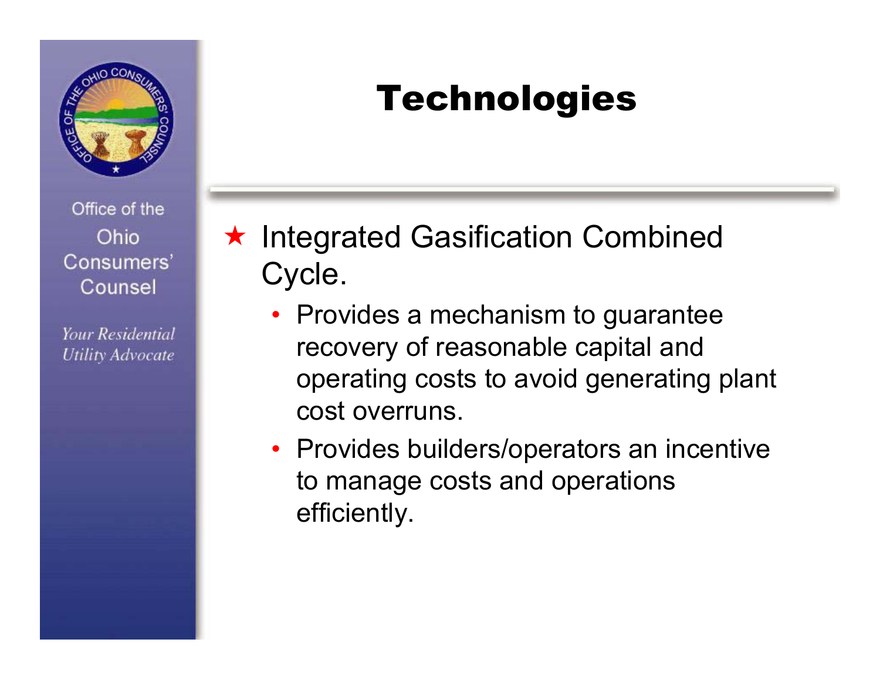# Technologies

- Integrated Gasification Combined Cycle.
  - Provides a mechanism to guarantee recovery of reasonable capital and operating costs to avoid generating plant cost overruns.
  - Provides builders/operators an incentive to manage costs and operations efficiently.

Office of the Ohio Consumers' Counsel

*Your Residential Utility Advocate*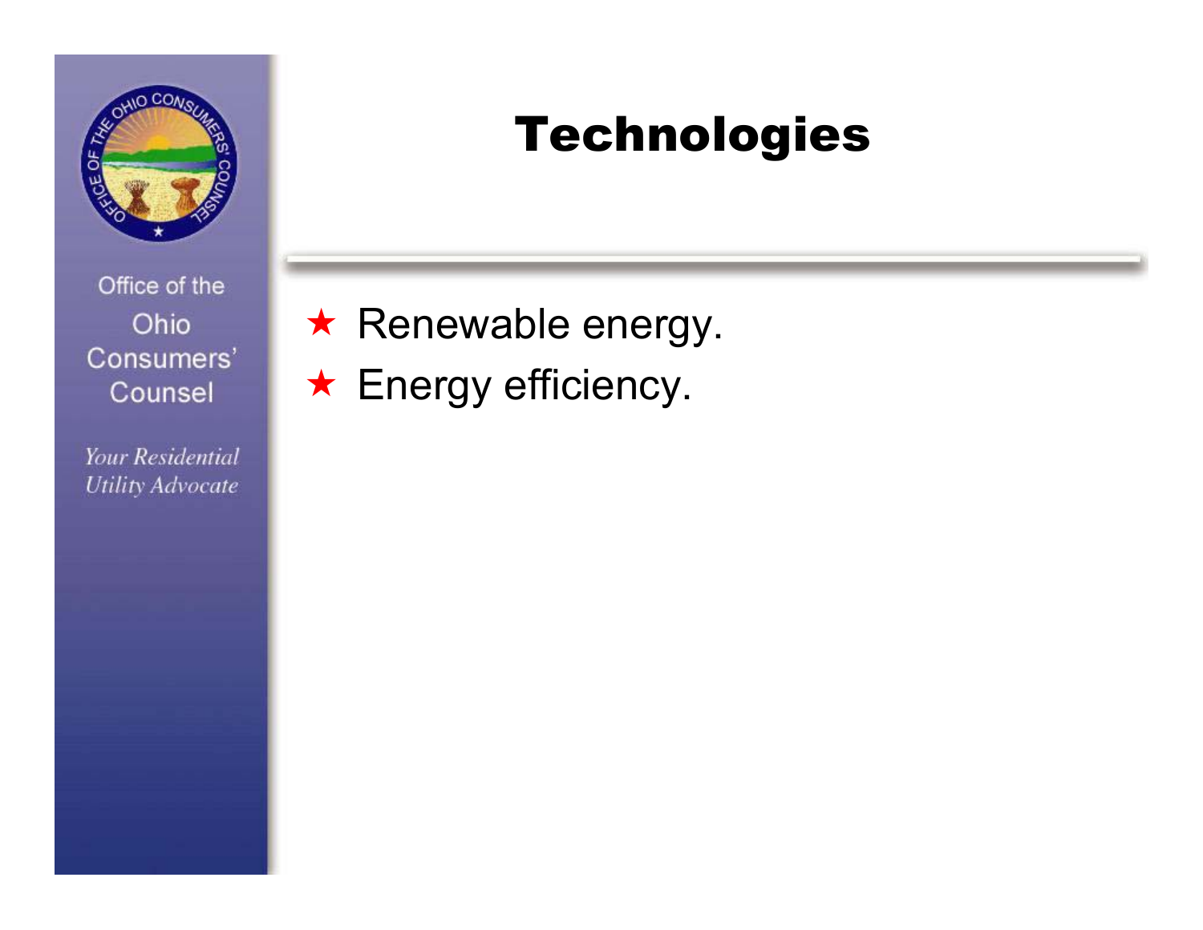Office of the Ohio Consumers' Counsel

*Your Residential Utility Advocate*

# Technologies

- ★ Renewable energy.
- ★ Energy efficiency.